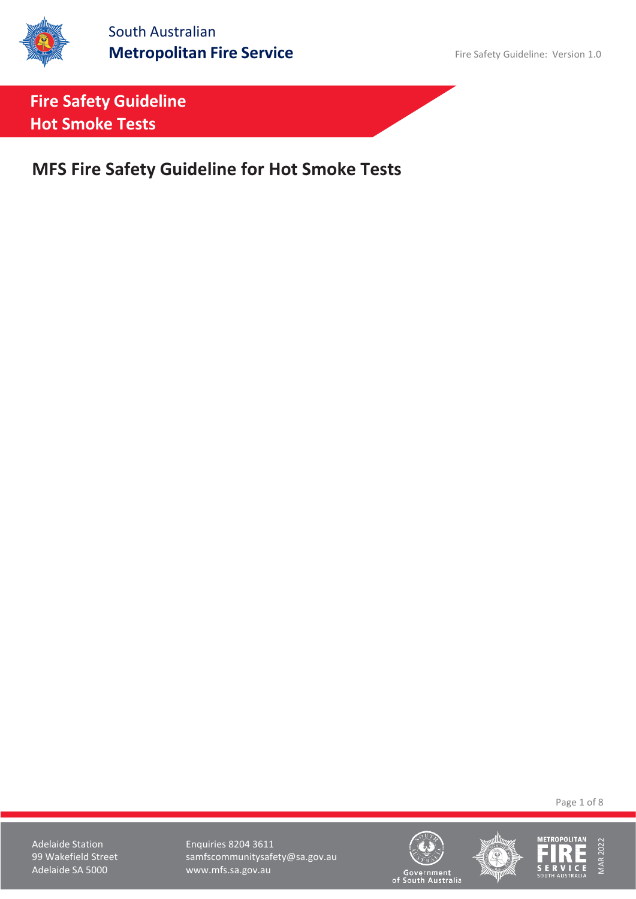# Fire Safety Guideline
# Hot Smoke Tests

## MFS Fire Safety Guideline for Hot Smoke Tests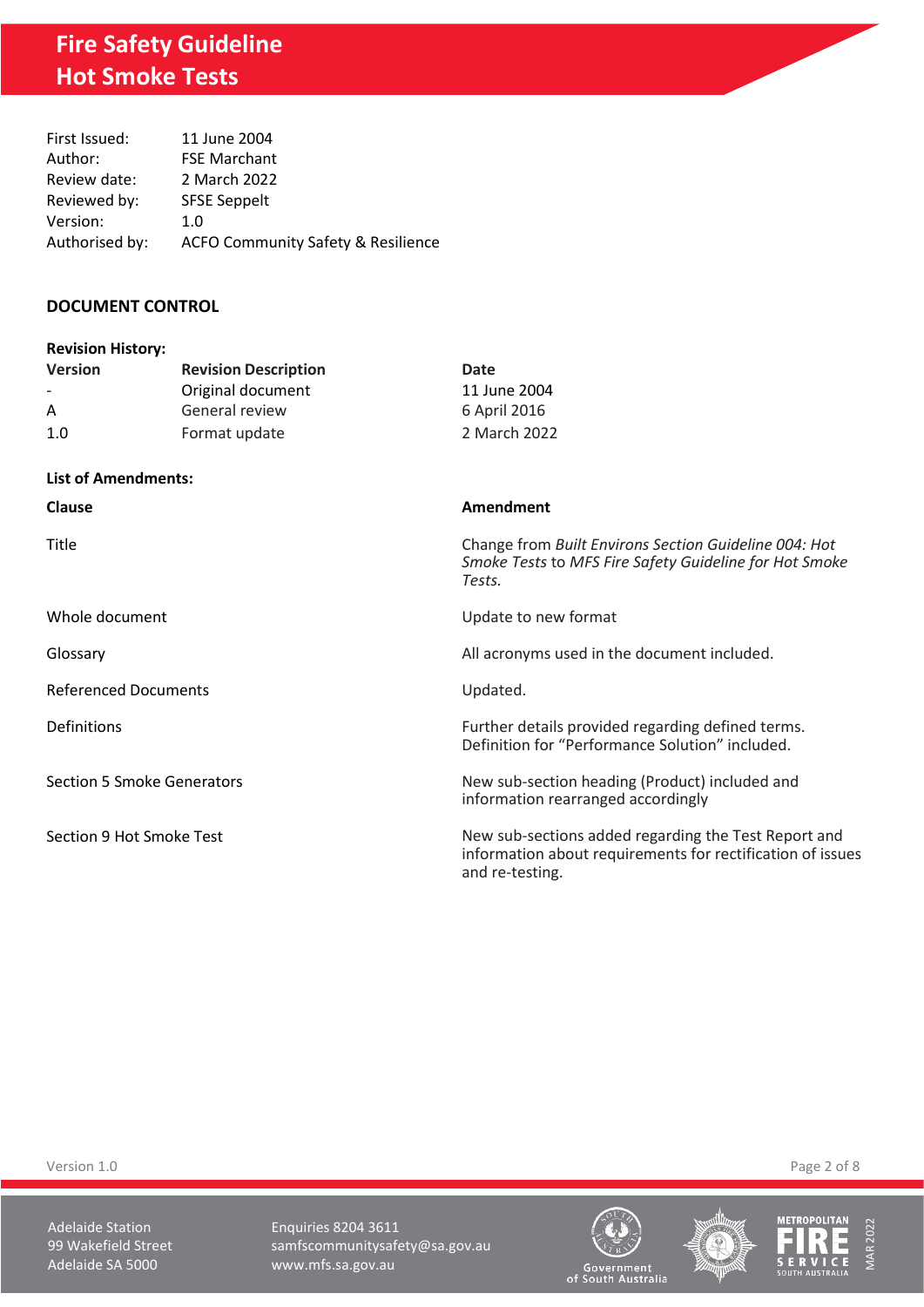First Issued: 11 June 2004
Author: FSE Marchant
Review date: 2 March 2022
Reviewed by: SFSE Seppelt
Version: 1.0
Authorised by: ACFO Community Safety & Resilience

## DOCUMENT CONTROL

**Revision History:**

| Version | Revision Description | Date |
|---|---|---|
| - | Original document | 11 June 2004 |
| A | General review | 6 April 2016 |
| 1.0 | Format update | 2 March 2022 |

**List of Amendments:**

| Clause | Amendment |
|---|---|
| Title | Change from *Built Environs Section Guideline 004: Hot Smoke Tests* to *MFS Fire Safety Guideline for Hot Smoke Tests.* |
| Whole document | Update to new format |
| Glossary | All acronyms used in the document included. |
| Referenced Documents | Updated. |
| Definitions | Further details provided regarding defined terms. Definition for "Performance Solution" included. |
| Section 5 Smoke Generators | New sub-section heading (Product) included and information rearranged accordingly |
| Section 9 Hot Smoke Test | New sub-sections added regarding the Test Report and information about requirements for rectification of issues and re-testing. |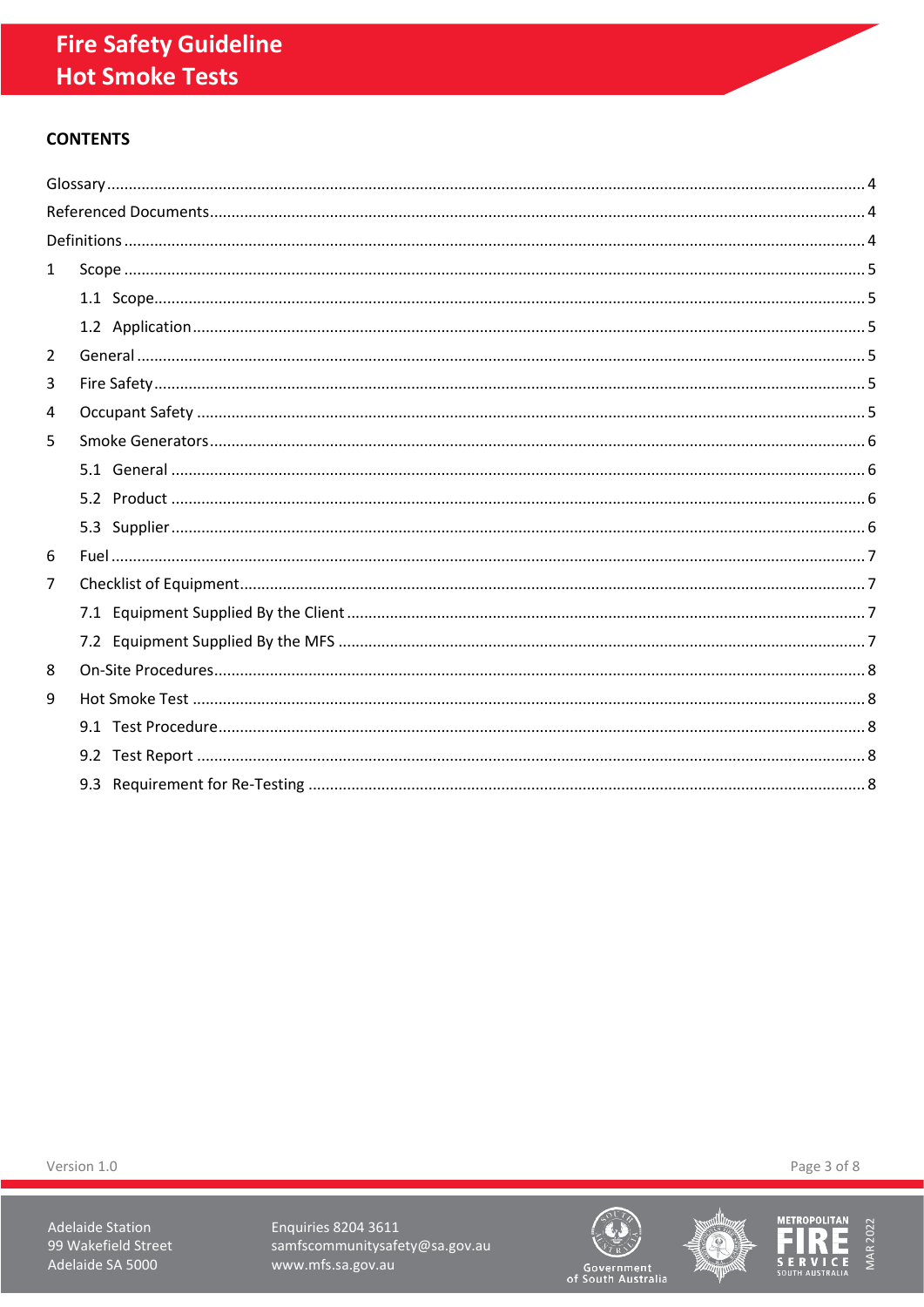## CONTENTS

Glossary ..... 4

Referenced Documents ..... 4

Definitions ..... 4

1 Scope ..... 5

- 1.1 Scope ..... 5
- 1.2 Application ..... 5

2 General ..... 5

3 Fire Safety ..... 5

4 Occupant Safety ..... 5

5 Smoke Generators ..... 6

- 5.1 General ..... 6
- 5.2 Product ..... 6
- 5.3 Supplier ..... 6

6 Fuel ..... 7

7 Checklist of Equipment ..... 7

- 7.1 Equipment Supplied By the Client ..... 7
- 7.2 Equipment Supplied By the MFS ..... 7

8 On-Site Procedures ..... 8

9 Hot Smoke Test ..... 8

- 9.1 Test Procedure ..... 8
- 9.2 Test Report ..... 8
- 9.3 Requirement for Re-Testing ..... 8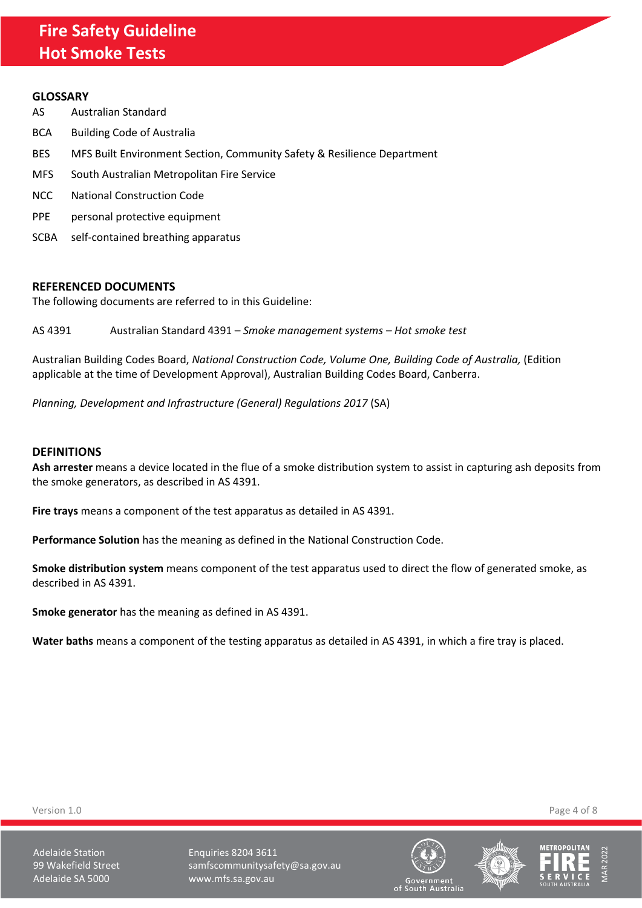## GLOSSARY

| | |
|---|---|
| AS | Australian Standard |
| BCA | Building Code of Australia |
| BES | MFS Built Environment Section, Community Safety & Resilience Department |
| MFS | South Australian Metropolitan Fire Service |
| NCC | National Construction Code |
| PPE | personal protective equipment |
| SCBA | self-contained breathing apparatus |

## REFERENCED DOCUMENTS

The following documents are referred to in this Guideline:

AS 4391 Australian Standard 4391 – *Smoke management systems – Hot smoke test*

Australian Building Codes Board, *National Construction Code, Volume One, Building Code of Australia,* (Edition applicable at the time of Development Approval), Australian Building Codes Board, Canberra.

*Planning, Development and Infrastructure (General) Regulations 2017* (SA)

## DEFINITIONS

**Ash arrester** means a device located in the flue of a smoke distribution system to assist in capturing ash deposits from the smoke generators, as described in AS 4391.

**Fire trays** means a component of the test apparatus as detailed in AS 4391.

**Performance Solution** has the meaning as defined in the National Construction Code.

**Smoke distribution system** means component of the test apparatus used to direct the flow of generated smoke, as described in AS 4391.

**Smoke generator** has the meaning as defined in AS 4391.

**Water baths** means a component of the testing apparatus as detailed in AS 4391, in which a fire tray is placed.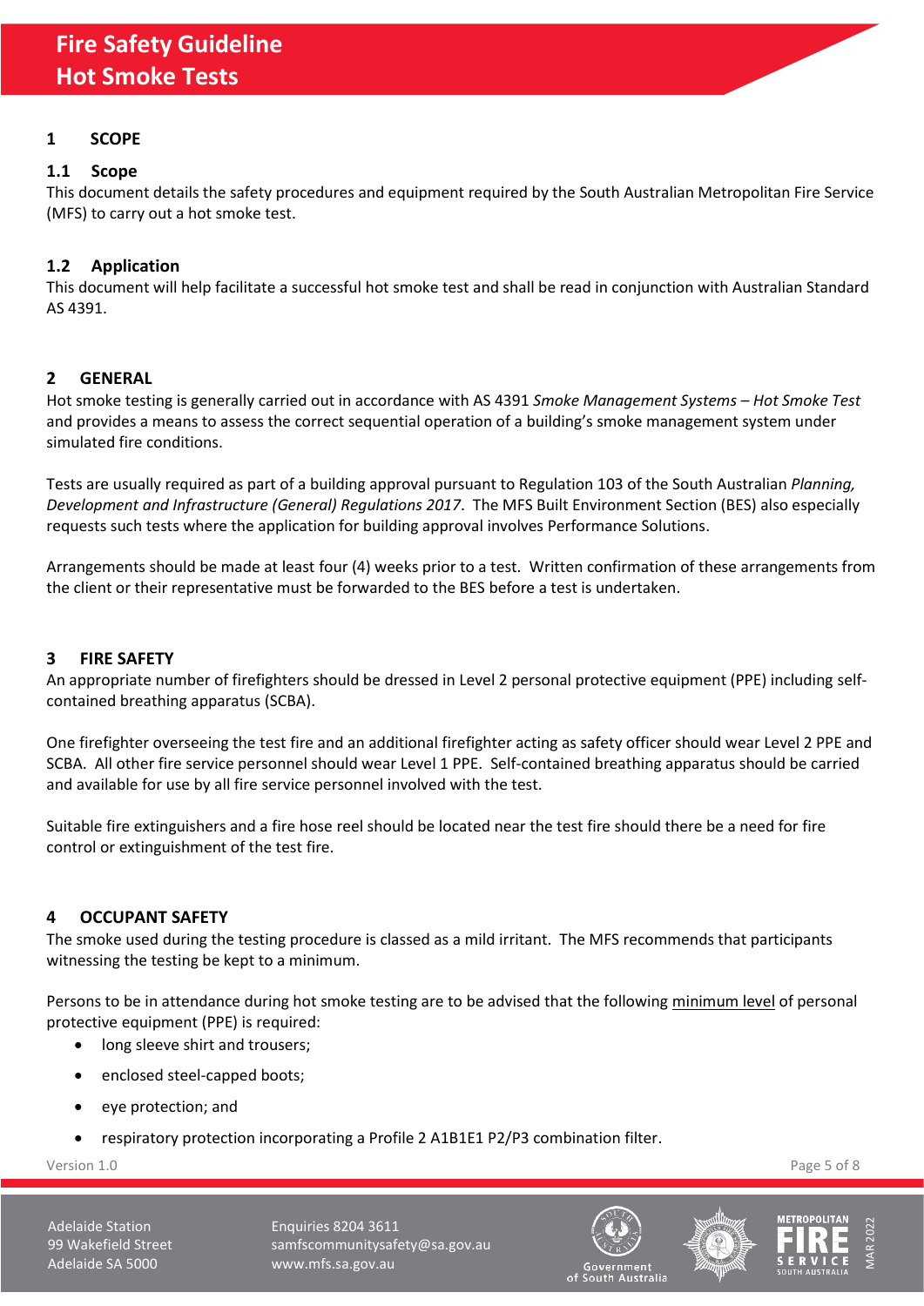# Fire Safety Guideline
# Hot Smoke Tests

## 1 SCOPE

### 1.1 Scope

This document details the safety procedures and equipment required by the South Australian Metropolitan Fire Service (MFS) to carry out a hot smoke test.

### 1.2 Application

This document will help facilitate a successful hot smoke test and shall be read in conjunction with Australian Standard AS 4391.

## 2 GENERAL

Hot smoke testing is generally carried out in accordance with AS 4391 *Smoke Management Systems – Hot Smoke Test* and provides a means to assess the correct sequential operation of a building's smoke management system under simulated fire conditions.

Tests are usually required as part of a building approval pursuant to Regulation 103 of the South Australian *Planning, Development and Infrastructure (General) Regulations 2017*. The MFS Built Environment Section (BES) also especially requests such tests where the application for building approval involves Performance Solutions.

Arrangements should be made at least four (4) weeks prior to a test. Written confirmation of these arrangements from the client or their representative must be forwarded to the BES before a test is undertaken.

## 3 FIRE SAFETY

An appropriate number of firefighters should be dressed in Level 2 personal protective equipment (PPE) including self-contained breathing apparatus (SCBA).

One firefighter overseeing the test fire and an additional firefighter acting as safety officer should wear Level 2 PPE and SCBA. All other fire service personnel should wear Level 1 PPE. Self-contained breathing apparatus should be carried and available for use by all fire service personnel involved with the test.

Suitable fire extinguishers and a fire hose reel should be located near the test fire should there be a need for fire control or extinguishment of the test fire.

## 4 OCCUPANT SAFETY

The smoke used during the testing procedure is classed as a mild irritant. The MFS recommends that participants witnessing the testing be kept to a minimum.

Persons to be in attendance during hot smoke testing are to be advised that the following minimum level of personal protective equipment (PPE) is required:

- long sleeve shirt and trousers;
- enclosed steel-capped boots;
- eye protection; and
- respiratory protection incorporating a Profile 2 A1B1E1 P2/P3 combination filter.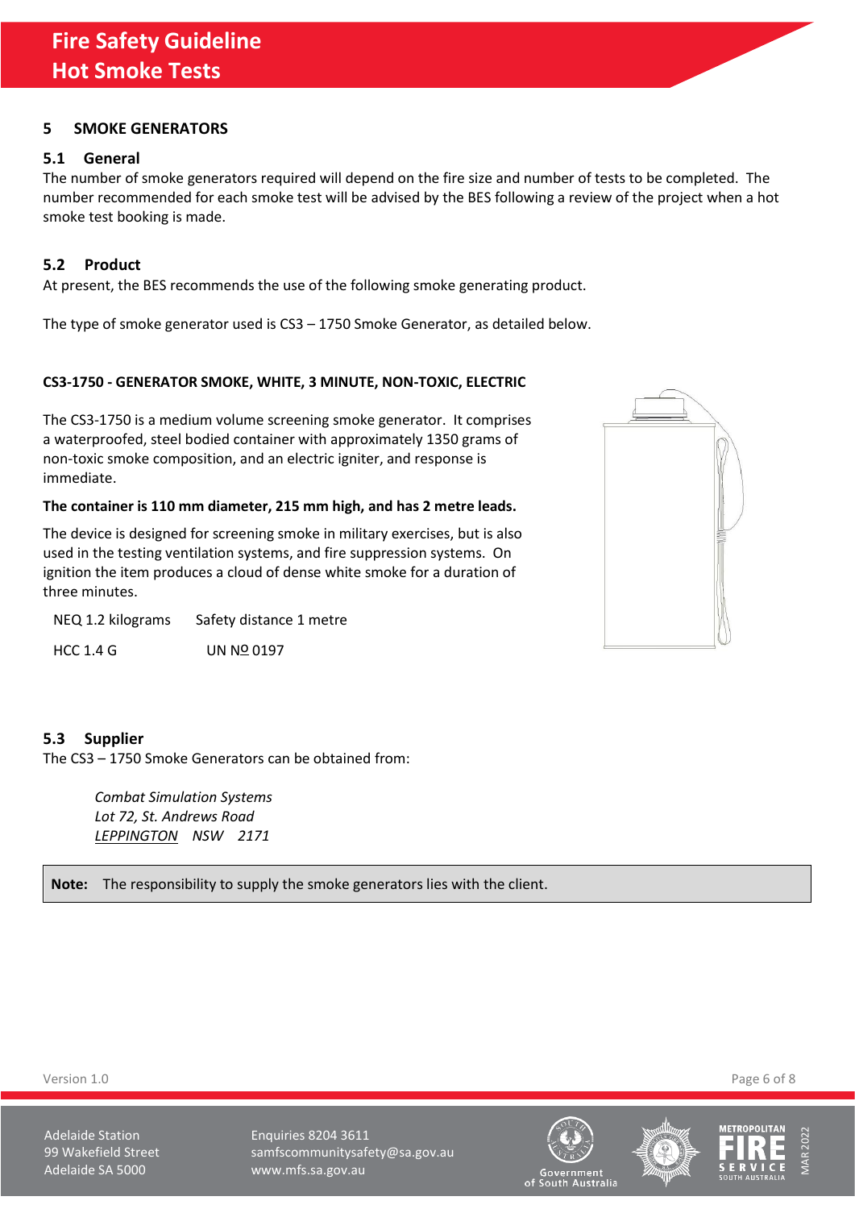## 5 SMOKE GENERATORS

### 5.1 General

The number of smoke generators required will depend on the fire size and number of tests to be completed. The number recommended for each smoke test will be advised by the BES following a review of the project when a hot smoke test booking is made.

### 5.2 Product

At present, the BES recommends the use of the following smoke generating product.

The type of smoke generator used is CS3 – 1750 Smoke Generator, as detailed below.

**CS3-1750 - GENERATOR SMOKE, WHITE, 3 MINUTE, NON-TOXIC, ELECTRIC**

The CS3-1750 is a medium volume screening smoke generator. It comprises a waterproofed, steel bodied container with approximately 1350 grams of non-toxic smoke composition, and an electric igniter, and response is immediate.

**The container is 110 mm diameter, 215 mm high, and has 2 metre leads.**

The device is designed for screening smoke in military exercises, but is also used in the testing ventilation systems, and fire suppression systems. On ignition the item produces a cloud of dense white smoke for a duration of three minutes.

| | |
|---|---|
| NEQ 1.2 kilograms | Safety distance 1 metre |
| HCC 1.4 G | UN № 0197 |

### 5.3 Supplier

The CS3 – 1750 Smoke Generators can be obtained from:

*Combat Simulation Systems*
*Lot 72, St. Andrews Road*
*LEPPINGTON NSW 2171*

**Note:** The responsibility to supply the smoke generators lies with the client.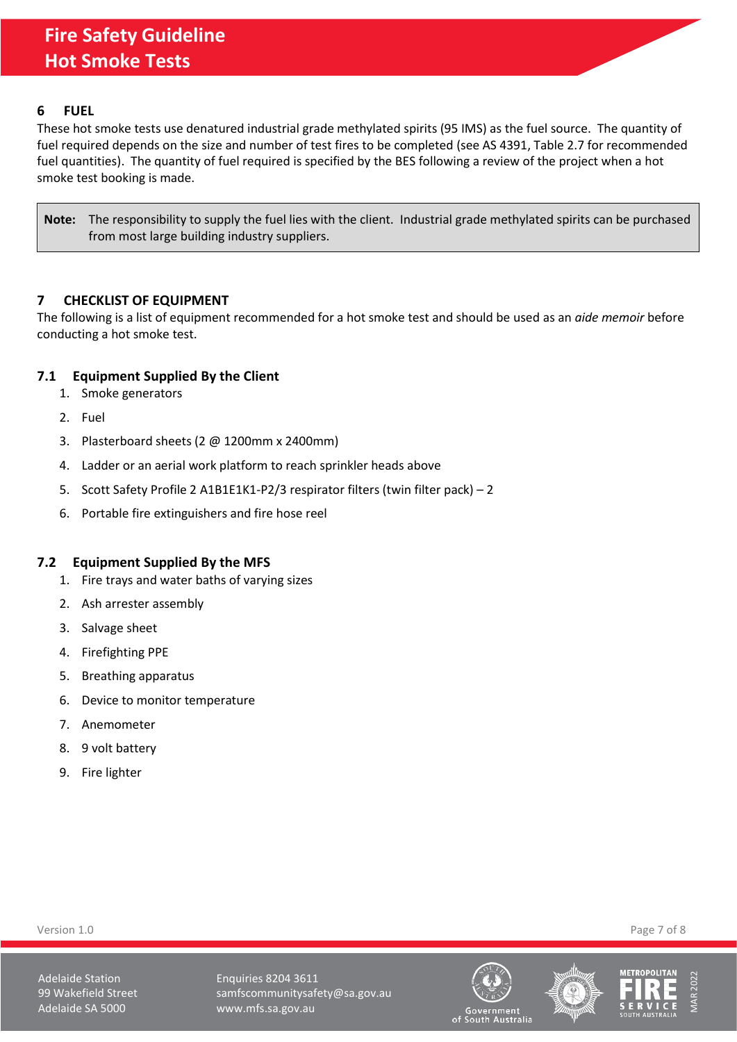## 6 FUEL

These hot smoke tests use denatured industrial grade methylated spirits (95 IMS) as the fuel source. The quantity of fuel required depends on the size and number of test fires to be completed (see AS 4391, Table 2.7 for recommended fuel quantities). The quantity of fuel required is specified by the BES following a review of the project when a hot smoke test booking is made.

> **Note:** The responsibility to supply the fuel lies with the client. Industrial grade methylated spirits can be purchased from most large building industry suppliers.

## 7 CHECKLIST OF EQUIPMENT

The following is a list of equipment recommended for a hot smoke test and should be used as an *aide memoir* before conducting a hot smoke test.

### 7.1 Equipment Supplied By the Client

1. Smoke generators
2. Fuel
3. Plasterboard sheets (2 @ 1200mm x 2400mm)
4. Ladder or an aerial work platform to reach sprinkler heads above
5. Scott Safety Profile 2 A1B1E1K1-P2/3 respirator filters (twin filter pack) – 2
6. Portable fire extinguishers and fire hose reel

### 7.2 Equipment Supplied By the MFS

1. Fire trays and water baths of varying sizes
2. Ash arrester assembly
3. Salvage sheet
4. Firefighting PPE
5. Breathing apparatus
6. Device to monitor temperature
7. Anemometer
8. 9 volt battery
9. Fire lighter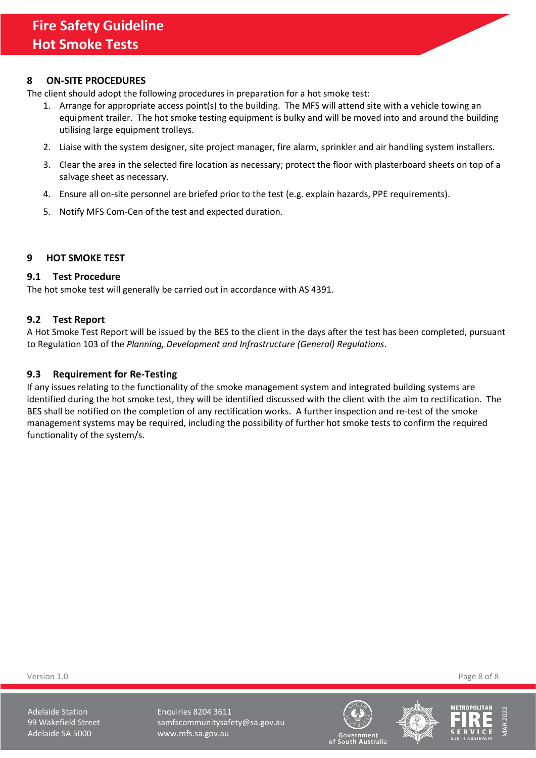## 8 ON-SITE PROCEDURES

The client should adopt the following procedures in preparation for a hot smoke test:

1. Arrange for appropriate access point(s) to the building. The MFS will attend site with a vehicle towing an equipment trailer. The hot smoke testing equipment is bulky and will be moved into and around the building utilising large equipment trolleys.
2. Liaise with the system designer, site project manager, fire alarm, sprinkler and air handling system installers.
3. Clear the area in the selected fire location as necessary; protect the floor with plasterboard sheets on top of a salvage sheet as necessary.
4. Ensure all on-site personnel are briefed prior to the test (e.g. explain hazards, PPE requirements).
5. Notify MFS Com-Cen of the test and expected duration.

## 9 HOT SMOKE TEST

### 9.1 Test Procedure

The hot smoke test will generally be carried out in accordance with AS 4391.

### 9.2 Test Report

A Hot Smoke Test Report will be issued by the BES to the client in the days after the test has been completed, pursuant to Regulation 103 of the *Planning, Development and Infrastructure (General) Regulations*.

### 9.3 Requirement for Re-Testing

If any issues relating to the functionality of the smoke management system and integrated building systems are identified during the hot smoke test, they will be identified discussed with the client with the aim to rectification. The BES shall be notified on the completion of any rectification works. A further inspection and re-test of the smoke management systems may be required, including the possibility of further hot smoke tests to confirm the required functionality of the system/s.